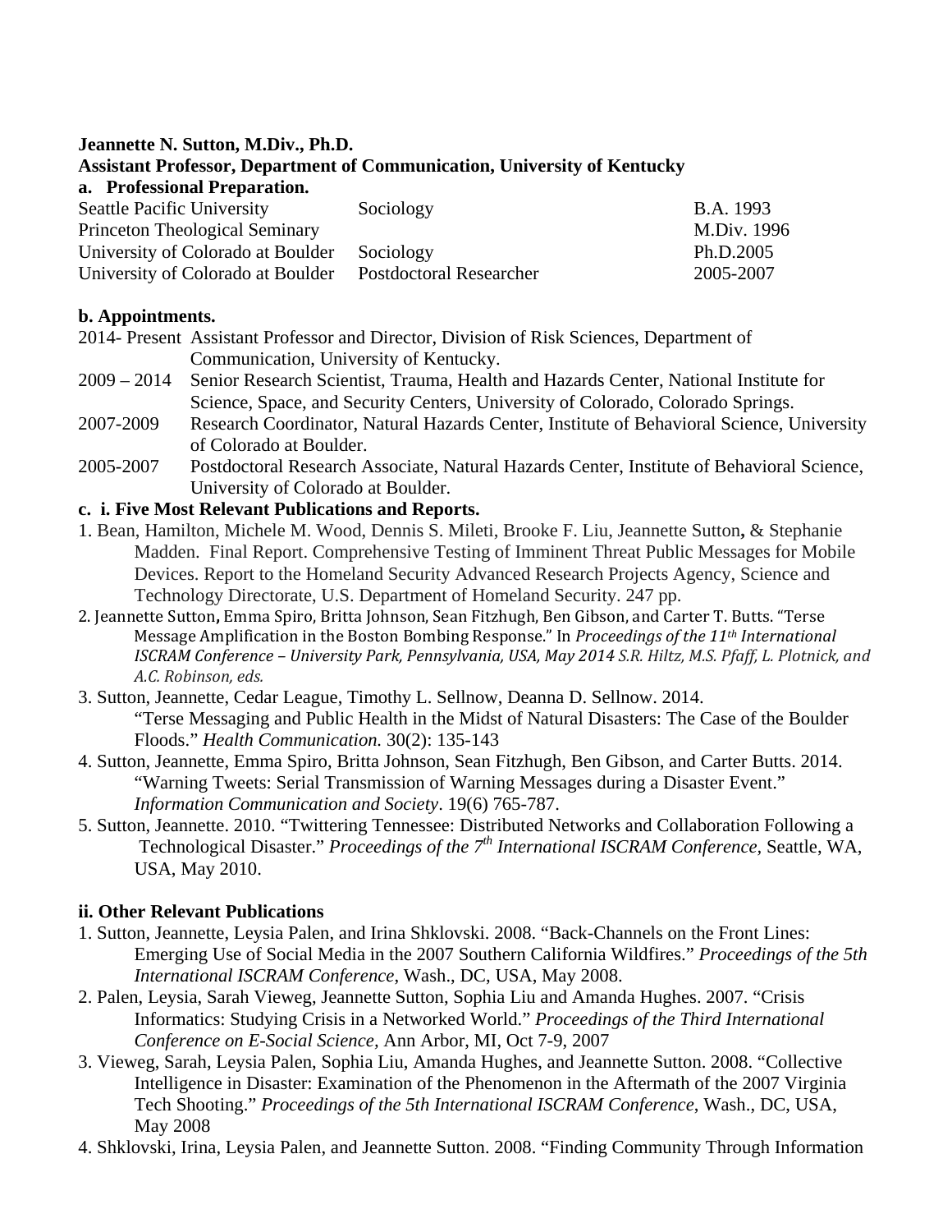**Jeannette N. Sutton, M.Div., Ph.D.**

**Assistant Professor, Department of Communication, University of Kentucky**

**a. Professional Preparation.**

| | | |
|---|---|---|
| Seattle Pacific University | Sociology | B.A. 1993 |
| Princeton Theological Seminary | | M.Div. 1996 |
| University of Colorado at Boulder | Sociology | Ph.D.2005 |
| University of Colorado at Boulder | Postdoctoral Researcher | 2005-2007 |

**b. Appointments.**

2014- Present Assistant Professor and Director, Division of Risk Sciences, Department of Communication, University of Kentucky.

2009 – 2014 Senior Research Scientist, Trauma, Health and Hazards Center, National Institute for Science, Space, and Security Centers, University of Colorado, Colorado Springs.

2007-2009 Research Coordinator, Natural Hazards Center, Institute of Behavioral Science, University of Colorado at Boulder.

2005-2007 Postdoctoral Research Associate, Natural Hazards Center, Institute of Behavioral Science, University of Colorado at Boulder.

**c. i. Five Most Relevant Publications and Reports.**

1. Bean, Hamilton, Michele M. Wood, Dennis S. Mileti, Brooke F. Liu, Jeannette Sutton**,** & Stephanie Madden. Final Report. Comprehensive Testing of Imminent Threat Public Messages for Mobile Devices. Report to the Homeland Security Advanced Research Projects Agency, Science and Technology Directorate, U.S. Department of Homeland Security. 247 pp.
2. Jeannette Sutton**,** Emma Spiro, Britta Johnson, Sean Fitzhugh, Ben Gibson, and Carter T. Butts. "Terse Message Amplification in the Boston Bombing Response." In *Proceedings of the 11th International ISCRAM Conference – University Park, Pennsylvania, USA, May 2014 S.R. Hiltz, M.S. Pfaff, L. Plotnick, and A.C. Robinson, eds.*
3. Sutton, Jeannette, Cedar League, Timothy L. Sellnow, Deanna D. Sellnow. 2014. "Terse Messaging and Public Health in the Midst of Natural Disasters: The Case of the Boulder Floods." *Health Communication.* 30(2): 135-143
4. Sutton, Jeannette, Emma Spiro, Britta Johnson, Sean Fitzhugh, Ben Gibson, and Carter Butts. 2014. "Warning Tweets: Serial Transmission of Warning Messages during a Disaster Event." *Information Communication and Society*. 19(6) 765-787.
5. Sutton, Jeannette. 2010. "Twittering Tennessee: Distributed Networks and Collaboration Following a Technological Disaster." *Proceedings of the 7th International ISCRAM Conference*, Seattle, WA, USA, May 2010.

**ii. Other Relevant Publications**

1. Sutton, Jeannette, Leysia Palen, and Irina Shklovski. 2008. "Back-Channels on the Front Lines: Emerging Use of Social Media in the 2007 Southern California Wildfires." *Proceedings of the 5th International ISCRAM Conference*, Wash., DC, USA, May 2008.
2. Palen, Leysia, Sarah Vieweg, Jeannette Sutton, Sophia Liu and Amanda Hughes. 2007. "Crisis Informatics: Studying Crisis in a Networked World." *Proceedings of the Third International Conference on E-Social Science,* Ann Arbor, MI, Oct 7-9, 2007
3. Vieweg, Sarah, Leysia Palen, Sophia Liu, Amanda Hughes, and Jeannette Sutton. 2008. "Collective Intelligence in Disaster: Examination of the Phenomenon in the Aftermath of the 2007 Virginia Tech Shooting." *Proceedings of the 5th International ISCRAM Conference*, Wash., DC, USA, May 2008
4. Shklovski, Irina, Leysia Palen, and Jeannette Sutton. 2008. "Finding Community Through Information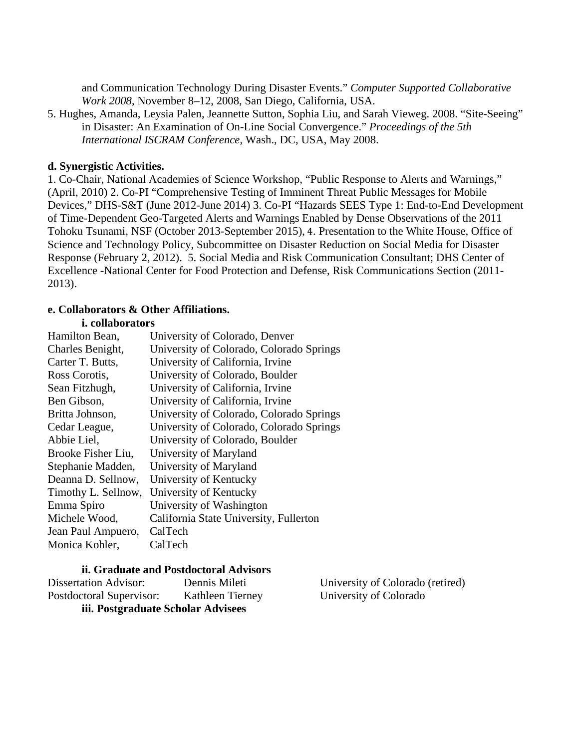and Communication Technology During Disaster Events." *Computer Supported Collaborative Work 2008*, November 8–12, 2008, San Diego, California, USA.

5. Hughes, Amanda, Leysia Palen, Jeannette Sutton, Sophia Liu, and Sarah Vieweg. 2008. "Site-Seeing" in Disaster: An Examination of On-Line Social Convergence." *Proceedings of the 5th International ISCRAM Conference*, Wash., DC, USA, May 2008.

**d. Synergistic Activities.**

1. Co-Chair, National Academies of Science Workshop, "Public Response to Alerts and Warnings," (April, 2010) 2. Co-PI "Comprehensive Testing of Imminent Threat Public Messages for Mobile Devices," DHS-S&T (June 2012-June 2014) 3. Co-PI "Hazards SEES Type 1: End-to-End Development of Time-Dependent Geo-Targeted Alerts and Warnings Enabled by Dense Observations of the 2011 Tohoku Tsunami, NSF (October 2013-September 2015), 4. Presentation to the White House, Office of Science and Technology Policy, Subcommittee on Disaster Reduction on Social Media for Disaster Response (February 2, 2012). 5. Social Media and Risk Communication Consultant; DHS Center of Excellence -National Center for Food Protection and Defense, Risk Communications Section (2011-2013).

**e. Collaborators & Other Affiliations.**

**i. collaborators**

| | |
|---|---|
| Hamilton Bean, | University of Colorado, Denver |
| Charles Benight, | University of Colorado, Colorado Springs |
| Carter T. Butts, | University of California, Irvine |
| Ross Corotis, | University of Colorado, Boulder |
| Sean Fitzhugh, | University of California, Irvine |
| Ben Gibson, | University of California, Irvine |
| Britta Johnson, | University of Colorado, Colorado Springs |
| Cedar League, | University of Colorado, Colorado Springs |
| Abbie Liel, | University of Colorado, Boulder |
| Brooke Fisher Liu, | University of Maryland |
| Stephanie Madden, | University of Maryland |
| Deanna D. Sellnow, | University of Kentucky |
| Timothy L. Sellnow, | University of Kentucky |
| Emma Spiro | University of Washington |
| Michele Wood, | California State University, Fullerton |
| Jean Paul Ampuero, | CalTech |
| Monica Kohler, | CalTech |

**ii. Graduate and Postdoctoral Advisors**

| | | |
|---|---|---|
| Dissertation Advisor: | Dennis Mileti | University of Colorado (retired) |
| Postdoctoral Supervisor: | Kathleen Tierney | University of Colorado |

**iii. Postgraduate Scholar Advisees**